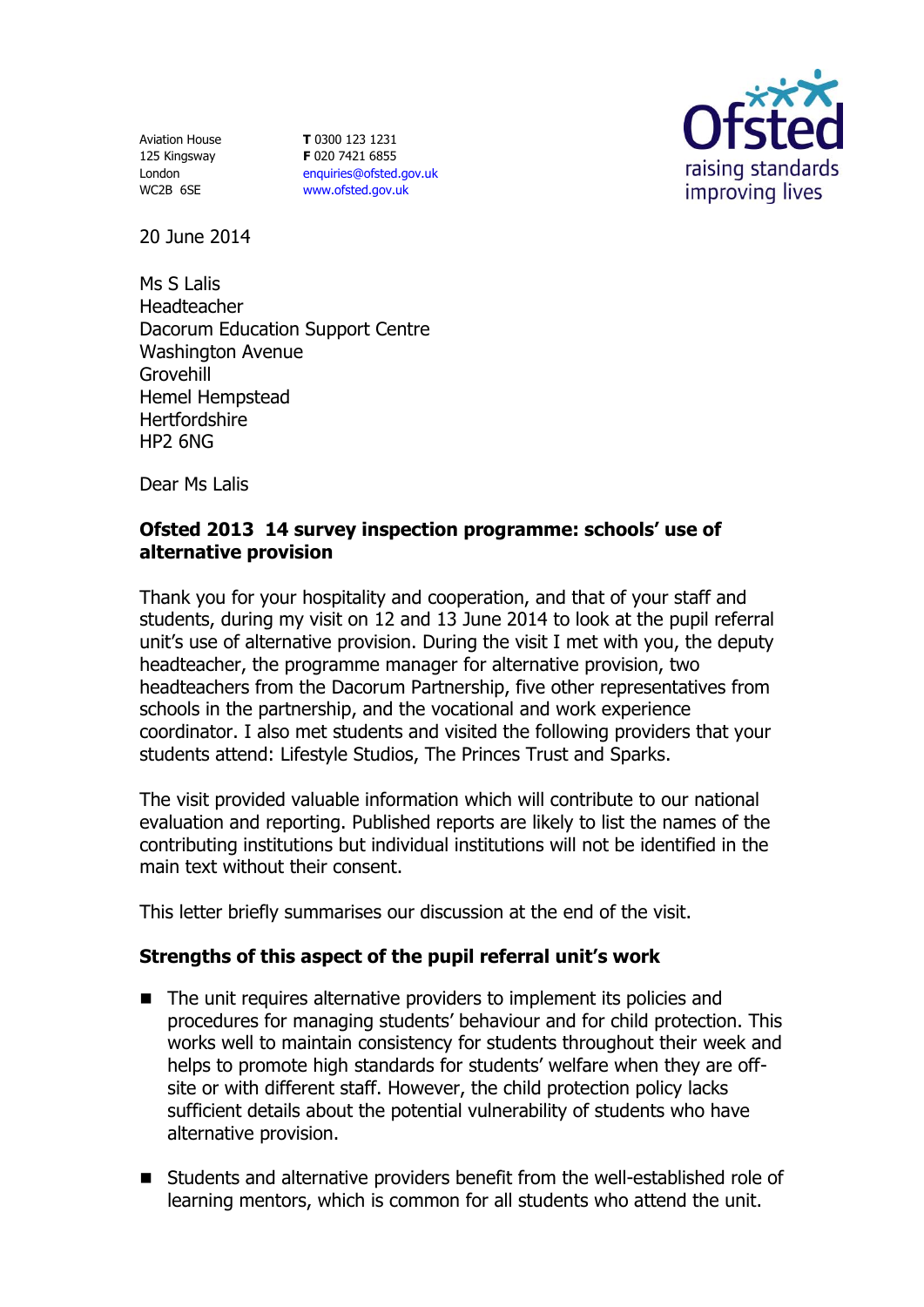Aviation House
125 Kingsway
London
WC2B 6SE

**T** 0300 123 1231
**F** 020 7421 6855
enquiries@ofsted.gov.uk
www.ofsted.gov.uk

20 June 2014

Ms S Lalis
Headteacher
Dacorum Education Support Centre
Washington Avenue
Grovehill
Hemel Hempstead
Hertfordshire
HP2 6NG

Dear Ms Lalis

**Ofsted 2013 14 survey inspection programme: schools' use of alternative provision**

Thank you for your hospitality and cooperation, and that of your staff and students, during my visit on 12 and 13 June 2014 to look at the pupil referral unit's use of alternative provision. During the visit I met with you, the deputy headteacher, the programme manager for alternative provision, two headteachers from the Dacorum Partnership, five other representatives from schools in the partnership, and the vocational and work experience coordinator. I also met students and visited the following providers that your students attend: Lifestyle Studios, The Princes Trust and Sparks.

The visit provided valuable information which will contribute to our national evaluation and reporting. Published reports are likely to list the names of the contributing institutions but individual institutions will not be identified in the main text without their consent.

This letter briefly summarises our discussion at the end of the visit.

**Strengths of this aspect of the pupil referral unit's work**

- The unit requires alternative providers to implement its policies and procedures for managing students' behaviour and for child protection. This works well to maintain consistency for students throughout their week and helps to promote high standards for students' welfare when they are off-site or with different staff. However, the child protection policy lacks sufficient details about the potential vulnerability of students who have alternative provision.
- Students and alternative providers benefit from the well-established role of learning mentors, which is common for all students who attend the unit.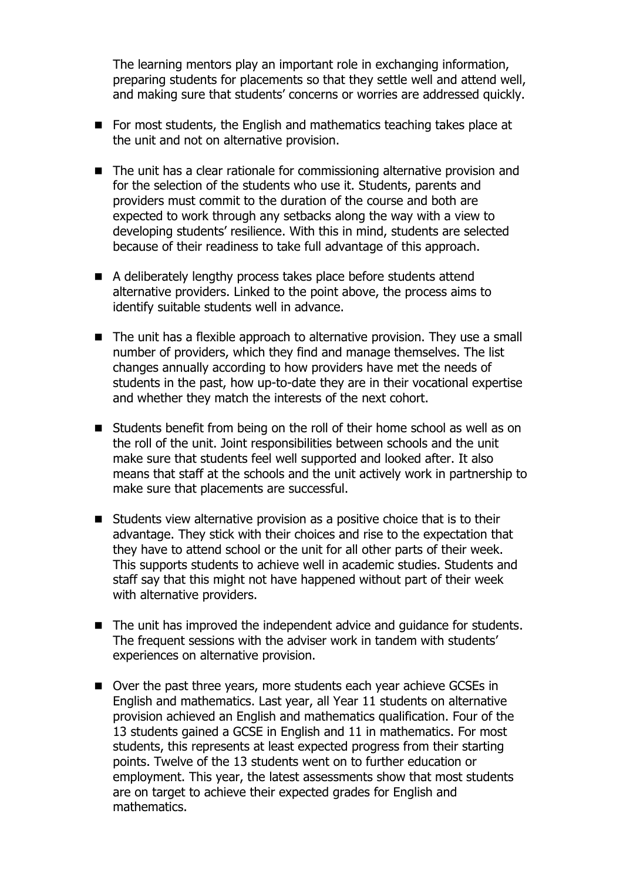The learning mentors play an important role in exchanging information, preparing students for placements so that they settle well and attend well, and making sure that students' concerns or worries are addressed quickly.

- For most students, the English and mathematics teaching takes place at the unit and not on alternative provision.
- The unit has a clear rationale for commissioning alternative provision and for the selection of the students who use it. Students, parents and providers must commit to the duration of the course and both are expected to work through any setbacks along the way with a view to developing students' resilience. With this in mind, students are selected because of their readiness to take full advantage of this approach.
- A deliberately lengthy process takes place before students attend alternative providers. Linked to the point above, the process aims to identify suitable students well in advance.
- The unit has a flexible approach to alternative provision. They use a small number of providers, which they find and manage themselves. The list changes annually according to how providers have met the needs of students in the past, how up-to-date they are in their vocational expertise and whether they match the interests of the next cohort.
- Students benefit from being on the roll of their home school as well as on the roll of the unit. Joint responsibilities between schools and the unit make sure that students feel well supported and looked after. It also means that staff at the schools and the unit actively work in partnership to make sure that placements are successful.
- Students view alternative provision as a positive choice that is to their advantage. They stick with their choices and rise to the expectation that they have to attend school or the unit for all other parts of their week. This supports students to achieve well in academic studies. Students and staff say that this might not have happened without part of their week with alternative providers.
- The unit has improved the independent advice and guidance for students. The frequent sessions with the adviser work in tandem with students' experiences on alternative provision.
- Over the past three years, more students each year achieve GCSEs in English and mathematics. Last year, all Year 11 students on alternative provision achieved an English and mathematics qualification. Four of the 13 students gained a GCSE in English and 11 in mathematics. For most students, this represents at least expected progress from their starting points. Twelve of the 13 students went on to further education or employment. This year, the latest assessments show that most students are on target to achieve their expected grades for English and mathematics.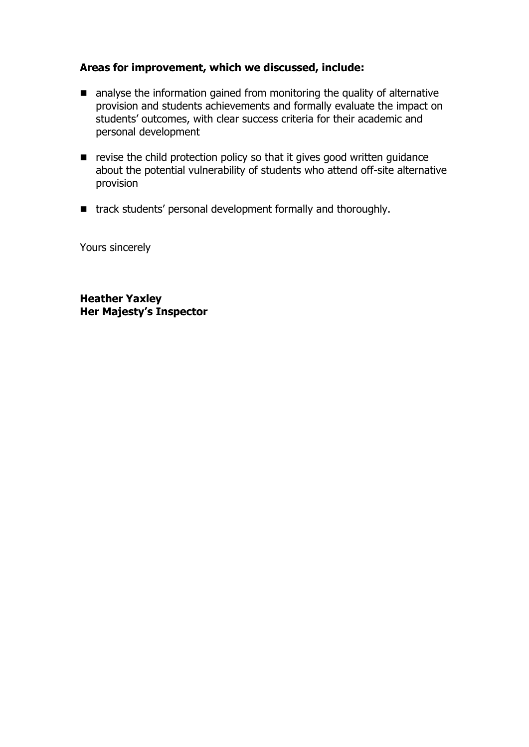**Areas for improvement, which we discussed, include:**

- analyse the information gained from monitoring the quality of alternative provision and students achievements and formally evaluate the impact on students' outcomes, with clear success criteria for their academic and personal development
- revise the child protection policy so that it gives good written guidance about the potential vulnerability of students who attend off-site alternative provision
- track students' personal development formally and thoroughly.

Yours sincerely

**Heather Yaxley**
**Her Majesty's Inspector**